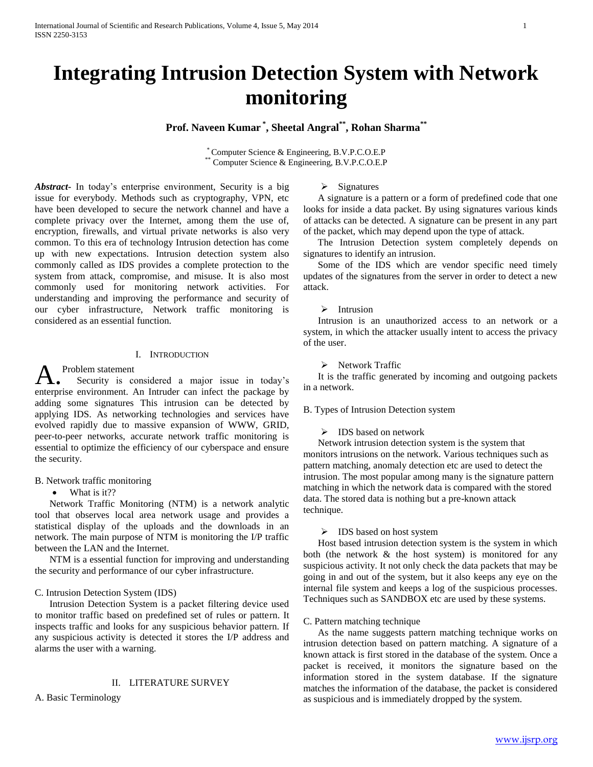# Integrating Intrusion Detection System with Network monitoring

**Prof. Naveen Kumar [*], Sheetal Angral[**], Rohan Sharma[**]**

[*] Computer Science & Engineering, B.V.P.C.O.E.P
[**] Computer Science & Engineering, B.V.P.C.O.E.P

***Abstract-*** In today's enterprise environment, Security is a big issue for everybody. Methods such as cryptography, VPN, etc have been developed to secure the network channel and have a complete privacy over the Internet, among them the use of, encryption, firewalls, and virtual private networks is also very common. To this era of technology Intrusion detection has come up with new expectations. Intrusion detection system also commonly called as IDS provides a complete protection to the system from attack, compromise, and misuse. It is also most commonly used for monitoring network activities. For understanding and improving the performance and security of our cyber infrastructure, Network traffic monitoring is considered as an essential function.

## I. Introduction

### A. Problem statement

Security is considered a major issue in today's enterprise environment. An Intruder can infect the package by adding some signatures This intrusion can be detected by applying IDS. As networking technologies and services have evolved rapidly due to massive expansion of WWW, GRID, peer-to-peer networks, accurate network traffic monitoring is essential to optimize the efficiency of our cyberspace and ensure the security.

### B. Network traffic monitoring

- What is it??

Network Traffic Monitoring (NTM) is a network analytic tool that observes local area network usage and provides a statistical display of the uploads and the downloads in an network. The main purpose of NTM is monitoring the I/P traffic between the LAN and the Internet.

NTM is a essential function for improving and understanding the security and performance of our cyber infrastructure.

### C. Intrusion Detection System (IDS)

Intrusion Detection System is a packet filtering device used to monitor traffic based on predefined set of rules or pattern. It inspects traffic and looks for any suspicious behavior pattern. If any suspicious activity is detected it stores the I/P address and alarms the user with a warning.

## II. Literature Survey

### A. Basic Terminology

- Signatures

A signature is a pattern or a form of predefined code that one looks for inside a data packet. By using signatures various kinds of attacks can be detected. A signature can be present in any part of the packet, which may depend upon the type of attack.

The Intrusion Detection system completely depends on signatures to identify an intrusion.

Some of the IDS which are vendor specific need timely updates of the signatures from the server in order to detect a new attack.

- Intrusion

Intrusion is an unauthorized access to an network or a system, in which the attacker usually intent to access the privacy of the user.

- Network Traffic

It is the traffic generated by incoming and outgoing packets in a network.

### B. Types of Intrusion Detection system

- IDS based on network

Network intrusion detection system is the system that monitors intrusions on the network. Various techniques such as pattern matching, anomaly detection etc are used to detect the intrusion. The most popular among many is the signature pattern matching in which the network data is compared with the stored data. The stored data is nothing but a pre-known attack technique.

- IDS based on host system

Host based intrusion detection system is the system in which both (the network & the host system) is monitored for any suspicious activity. It not only check the data packets that may be going in and out of the system, but it also keeps any eye on the internal file system and keeps a log of the suspicious processes. Techniques such as SANDBOX etc are used by these systems.

### C. Pattern matching technique

As the name suggests pattern matching technique works on intrusion detection based on pattern matching. A signature of a known attack is first stored in the database of the system. Once a packet is received, it monitors the signature based on the information stored in the system database. If the signature matches the information of the database, the packet is considered as suspicious and is immediately dropped by the system.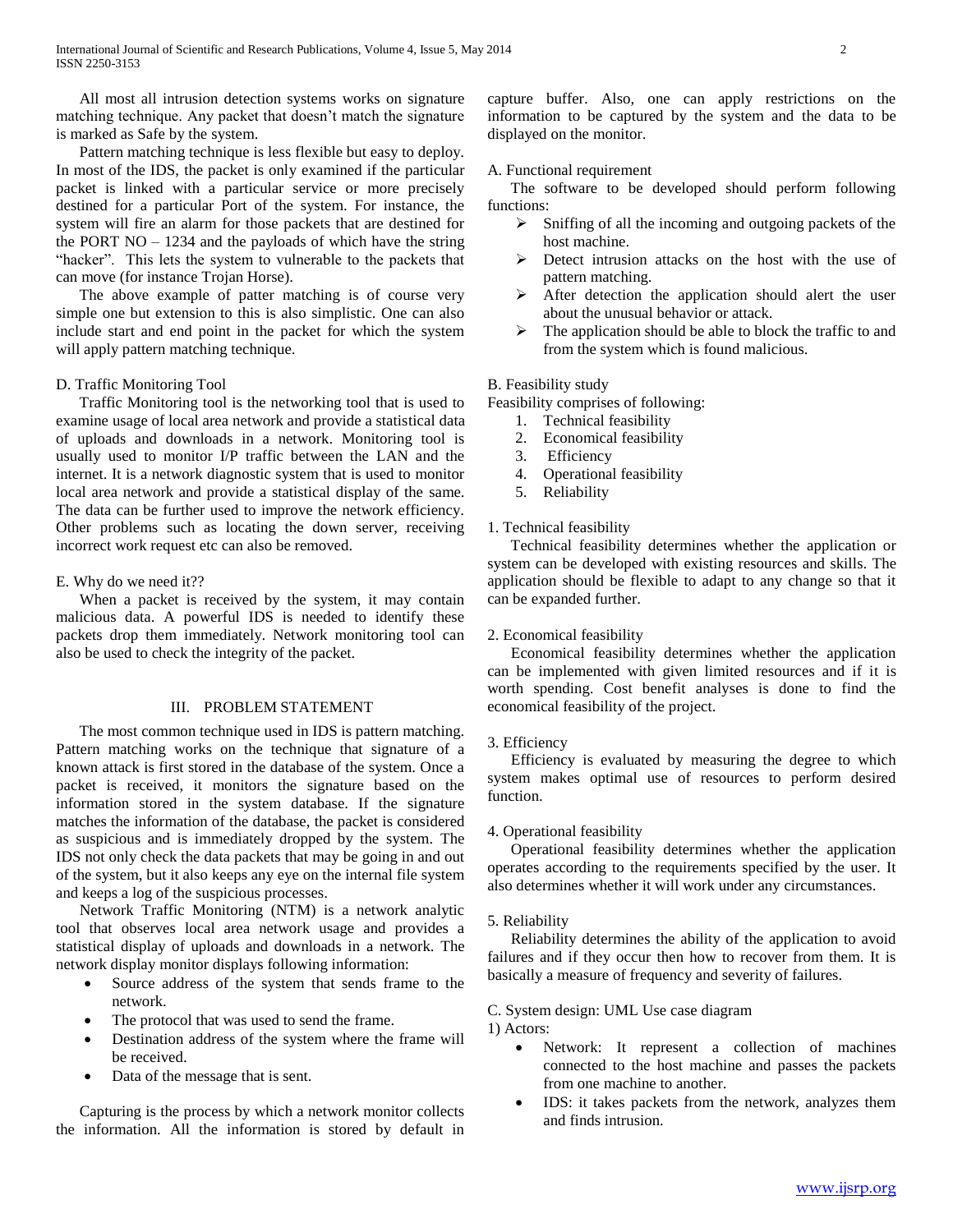All most all intrusion detection systems works on signature matching technique. Any packet that doesn't match the signature is marked as Safe by the system.

Pattern matching technique is less flexible but easy to deploy. In most of the IDS, the packet is only examined if the particular packet is linked with a particular service or more precisely destined for a particular Port of the system. For instance, the system will fire an alarm for those packets that are destined for the PORT NO – 1234 and the payloads of which have the string "hacker". This lets the system to vulnerable to the packets that can move (for instance Trojan Horse).

The above example of patter matching is of course very simple one but extension to this is also simplistic. One can also include start and end point in the packet for which the system will apply pattern matching technique.

D. Traffic Monitoring Tool

Traffic Monitoring tool is the networking tool that is used to examine usage of local area network and provide a statistical data of uploads and downloads in a network. Monitoring tool is usually used to monitor I/P traffic between the LAN and the internet. It is a network diagnostic system that is used to monitor local area network and provide a statistical display of the same. The data can be further used to improve the network efficiency. Other problems such as locating the down server, receiving incorrect work request etc can also be removed.

E. Why do we need it??

When a packet is received by the system, it may contain malicious data. A powerful IDS is needed to identify these packets drop them immediately. Network monitoring tool can also be used to check the integrity of the packet.

## III. PROBLEM STATEMENT

The most common technique used in IDS is pattern matching. Pattern matching works on the technique that signature of a known attack is first stored in the database of the system. Once a packet is received, it monitors the signature based on the information stored in the system database. If the signature matches the information of the database, the packet is considered as suspicious and is immediately dropped by the system. The IDS not only check the data packets that may be going in and out of the system, but it also keeps any eye on the internal file system and keeps a log of the suspicious processes.

Network Traffic Monitoring (NTM) is a network analytic tool that observes local area network usage and provides a statistical display of uploads and downloads in a network. The network display monitor displays following information:

- Source address of the system that sends frame to the network.
- The protocol that was used to send the frame.
- Destination address of the system where the frame will be received.
- Data of the message that is sent.

Capturing is the process by which a network monitor collects the information. All the information is stored by default in capture buffer. Also, one can apply restrictions on the information to be captured by the system and the data to be displayed on the monitor.

A. Functional requirement

The software to be developed should perform following functions:

- Sniffing of all the incoming and outgoing packets of the host machine.
- Detect intrusion attacks on the host with the use of pattern matching.
- After detection the application should alert the user about the unusual behavior or attack.
- The application should be able to block the traffic to and from the system which is found malicious.

B. Feasibility study

Feasibility comprises of following:

1. Technical feasibility
2. Economical feasibility
3. Efficiency
4. Operational feasibility
5. Reliability

1. Technical feasibility

Technical feasibility determines whether the application or system can be developed with existing resources and skills. The application should be flexible to adapt to any change so that it can be expanded further.

2. Economical feasibility

Economical feasibility determines whether the application can be implemented with given limited resources and if it is worth spending. Cost benefit analyses is done to find the economical feasibility of the project.

3. Efficiency

Efficiency is evaluated by measuring the degree to which system makes optimal use of resources to perform desired function.

4. Operational feasibility

Operational feasibility determines whether the application operates according to the requirements specified by the user. It also determines whether it will work under any circumstances.

5. Reliability

Reliability determines the ability of the application to avoid failures and if they occur then how to recover from them. It is basically a measure of frequency and severity of failures.

C. System design: UML Use case diagram

1) Actors:

- Network: It represent a collection of machines connected to the host machine and passes the packets from one machine to another.
- IDS: it takes packets from the network, analyzes them and finds intrusion.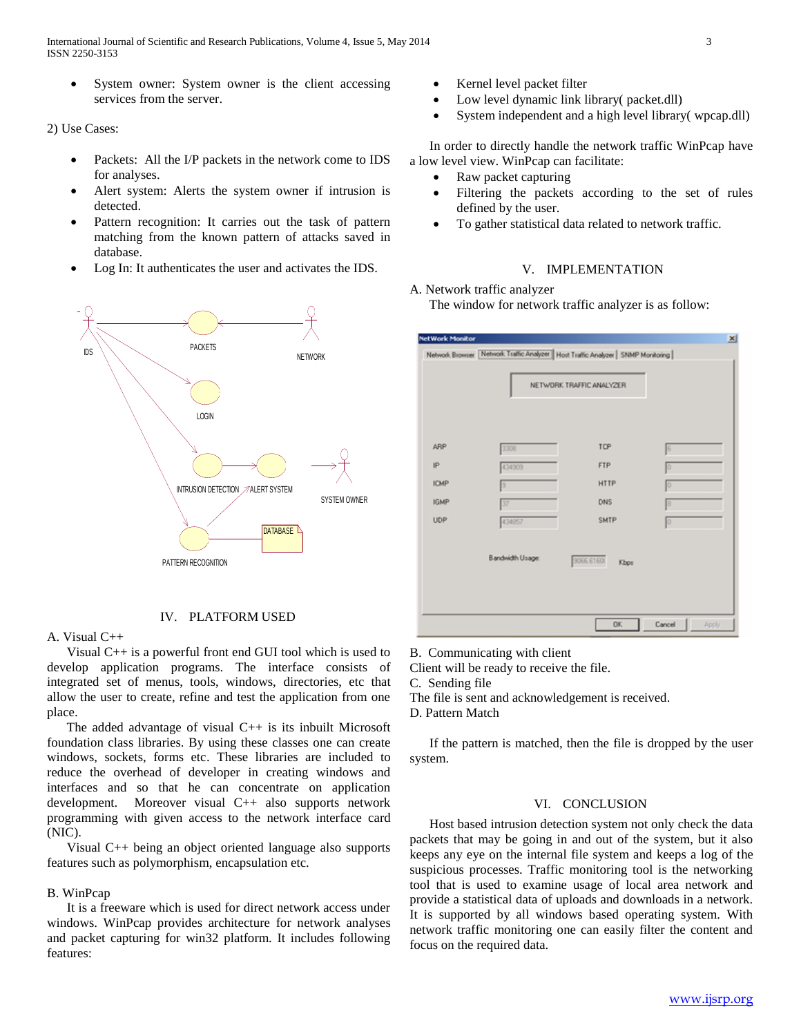- System owner: System owner is the client accessing services from the server.

2) Use Cases:

- Packets: All the I/P packets in the network come to IDS for analyses.
- Alert system: Alerts the system owner if intrusion is detected.
- Pattern recognition: It carries out the task of pattern matching from the known pattern of attacks saved in database.
- Log In: It authenticates the user and activates the IDS.

## IV. PLATFORM USED

### A. Visual C++

Visual C++ is a powerful front end GUI tool which is used to develop application programs. The interface consists of integrated set of menus, tools, windows, directories, etc that allow the user to create, refine and test the application from one place.

The added advantage of visual C++ is its inbuilt Microsoft foundation class libraries. By using these classes one can create windows, sockets, forms etc. These libraries are included to reduce the overhead of developer in creating windows and interfaces and so that he can concentrate on application development. Moreover visual C++ also supports network programming with given access to the network interface card (NIC).

Visual C++ being an object oriented language also supports features such as polymorphism, encapsulation etc.

### B. WinPcap

It is a freeware which is used for direct network access under windows. WinPcap provides architecture for network analyses and packet capturing for win32 platform. It includes following features:

- Kernel level packet filter
- Low level dynamic link library( packet.dll)
- System independent and a high level library( wpcap.dll)

In order to directly handle the network traffic WinPcap have a low level view. WinPcap can facilitate:

- Raw packet capturing
- Filtering the packets according to the set of rules defined by the user.
- To gather statistical data related to network traffic.

## V. IMPLEMENTATION

### A. Network traffic analyzer

The window for network traffic analyzer is as follow:

### B. Communicating with client

Client will be ready to receive the file.

### C. Sending file

The file is sent and acknowledgement is received.

### D. Pattern Match

If the pattern is matched, then the file is dropped by the user system.

## VI. CONCLUSION

Host based intrusion detection system not only check the data packets that may be going in and out of the system, but it also keeps any eye on the internal file system and keeps a log of the suspicious processes. Traffic monitoring tool is the networking tool that is used to examine usage of local area network and provide a statistical data of uploads and downloads in a network. It is supported by all windows based operating system. With network traffic monitoring one can easily filter the content and focus on the required data.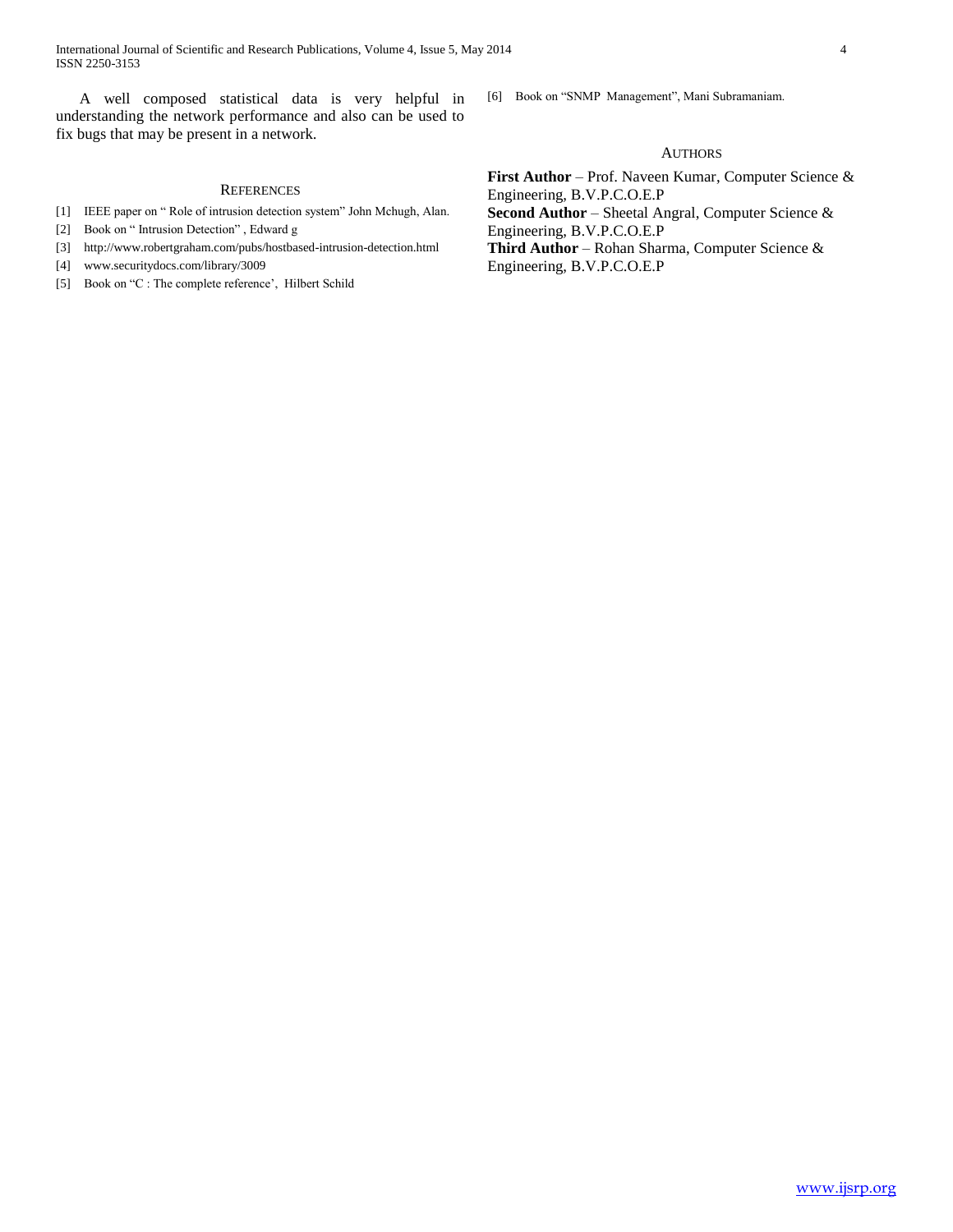A well composed statistical data is very helpful in understanding the network performance and also can be used to fix bugs that may be present in a network.

## References

[1] IEEE paper on " Role of intrusion detection system" John Mchugh, Alan.

[2] Book on " Intrusion Detection" , Edward g

[3] http://www.robertgraham.com/pubs/hostbased-intrusion-detection.html

[4] www.securitydocs.com/library/3009

[5] Book on "C : The complete reference', Hilbert Schild

[6] Book on "SNMP Management", Mani Subramaniam.

## Authors

**First Author** – Prof. Naveen Kumar, Computer Science & Engineering, B.V.P.C.O.E.P

**Second Author** – Sheetal Angral, Computer Science & Engineering, B.V.P.C.O.E.P

**Third Author** – Rohan Sharma, Computer Science & Engineering, B.V.P.C.O.E.P